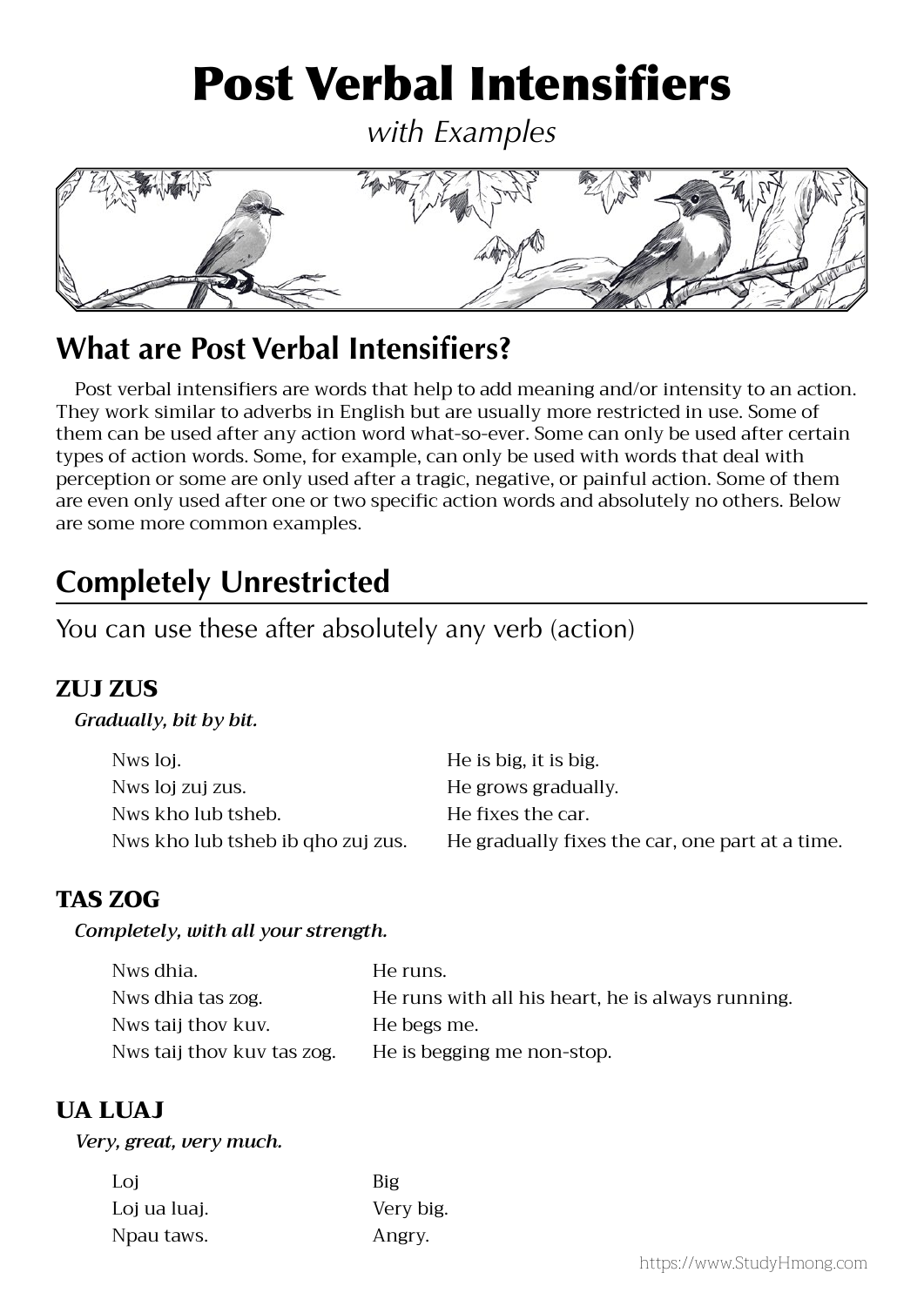# Post Verbal Intensifiers

*with Examples*

## What are Post Verbal Intensifiers?

Post verbal intensifiers are words that help to add meaning and/or intensity to an action. They work similar to adverbs in English but are usually more restricted in use. Some of them can be used after any action word what-so-ever. Some can only be used after certain types of action words. Some, for example, can only be used with words that deal with perception or some are only used after a tragic, negative, or painful action. Some of them are even only used after one or two specific action words and absolutely no others. Below are some more common examples.

## Completely Unrestricted

You can use these after absolutely any verb (action)

### ZUJ ZUS

***Gradually, bit by bit.***

| | |
|---|---|
| Nws loj. | He is big, it is big. |
| Nws loj zuj zus. | He grows gradually. |
| Nws kho lub tsheb. | He fixes the car. |
| Nws kho lub tsheb ib qho zuj zus. | He gradually fixes the car, one part at a time. |

### TAS ZOG

***Completely, with all your strength.***

| | |
|---|---|
| Nws dhia. | He runs. |
| Nws dhia tas zog. | He runs with all his heart, he is always running. |
| Nws taij thov kuv. | He begs me. |
| Nws taij thov kuv tas zog. | He is begging me non-stop. |

### UA LUAJ

***Very, great, very much.***

| | |
|---|---|
| Loj | Big |
| Loj ua luaj. | Very big. |
| Npau taws. | Angry. |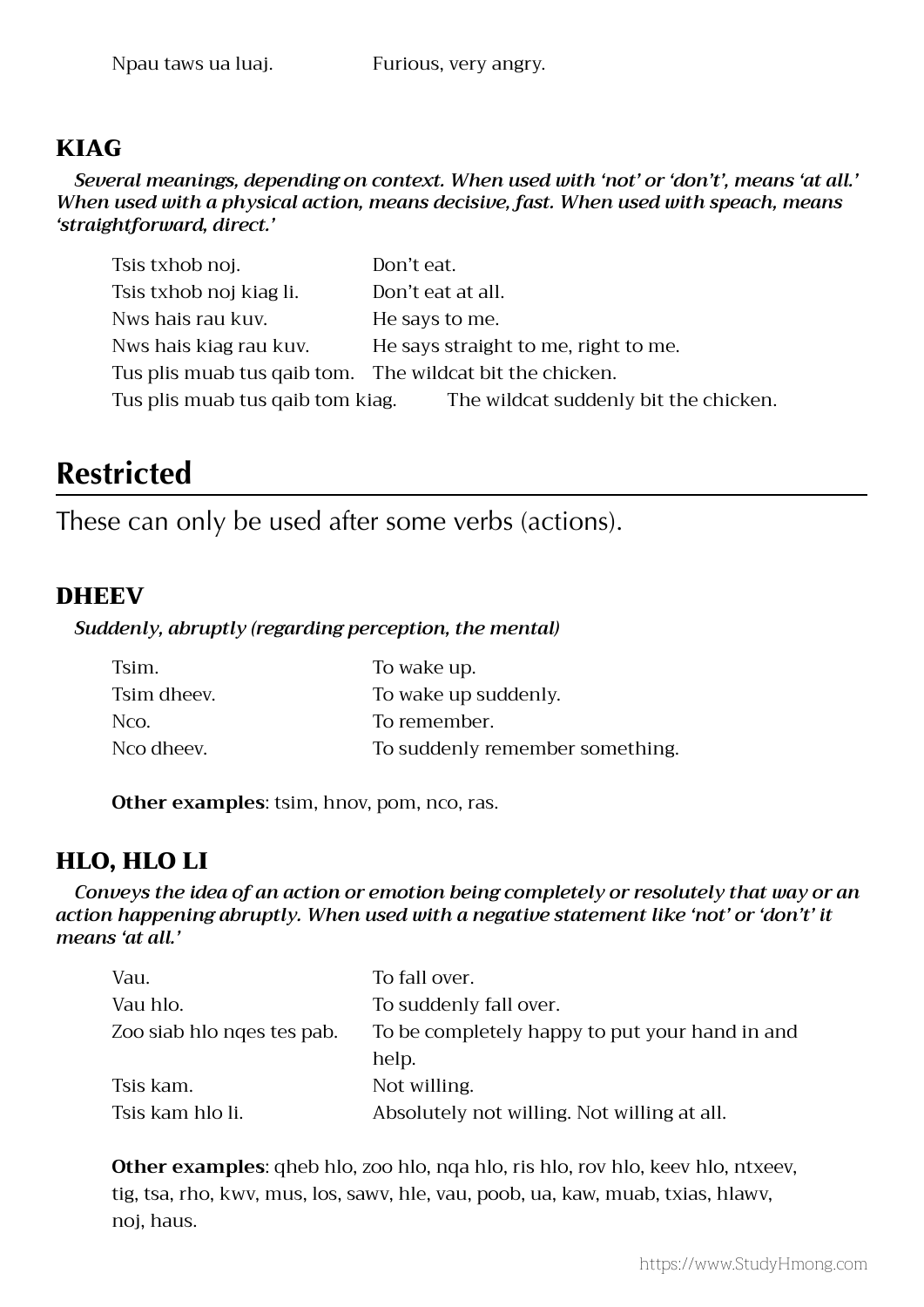| | |
|---|---|
| Npau taws ua luaj. | Furious, very angry. |

### KIAG

***Several meanings, depending on context. When used with 'not' or 'don't', means 'at all.' When used with a physical action, means decisive, fast. When used with speach, means 'straightforward, direct.'***

| | |
|---|---|
| Tsis txhob noj. | Don't eat. |
| Tsis txhob noj kiag li. | Don't eat at all. |
| Nws hais rau kuv. | He says to me. |
| Nws hais kiag rau kuv. | He says straight to me, right to me. |
| Tus plis muab tus qaib tom. | The wildcat bit the chicken. |
| Tus plis muab tus qaib tom kiag. | The wildcat suddenly bit the chicken. |

## Restricted

These can only be used after some verbs (actions).

### DHEEV

***Suddenly, abruptly (regarding perception, the mental)***

| | |
|---|---|
| Tsim. | To wake up. |
| Tsim dheev. | To wake up suddenly. |
| Nco. | To remember. |
| Nco dheev. | To suddenly remember something. |

**Other examples**: tsim, hnov, pom, nco, ras.

### HLO, HLO LI

***Conveys the idea of an action or emotion being completely or resolutely that way or an action happening abruptly. When used with a negative statement like 'not' or 'don't' it means 'at all.'***

| | |
|---|---|
| Vau. | To fall over. |
| Vau hlo. | To suddenly fall over. |
| Zoo siab hlo nqes tes pab. | To be completely happy to put your hand in and help. |
| Tsis kam. | Not willing. |
| Tsis kam hlo li. | Absolutely not willing. Not willing at all. |

**Other examples**: qheb hlo, zoo hlo, nqa hlo, ris hlo, rov hlo, keev hlo, ntxeev, tig, tsa, rho, kwv, mus, los, sawv, hle, vau, poob, ua, kaw, muab, txias, hlawv, noj, haus.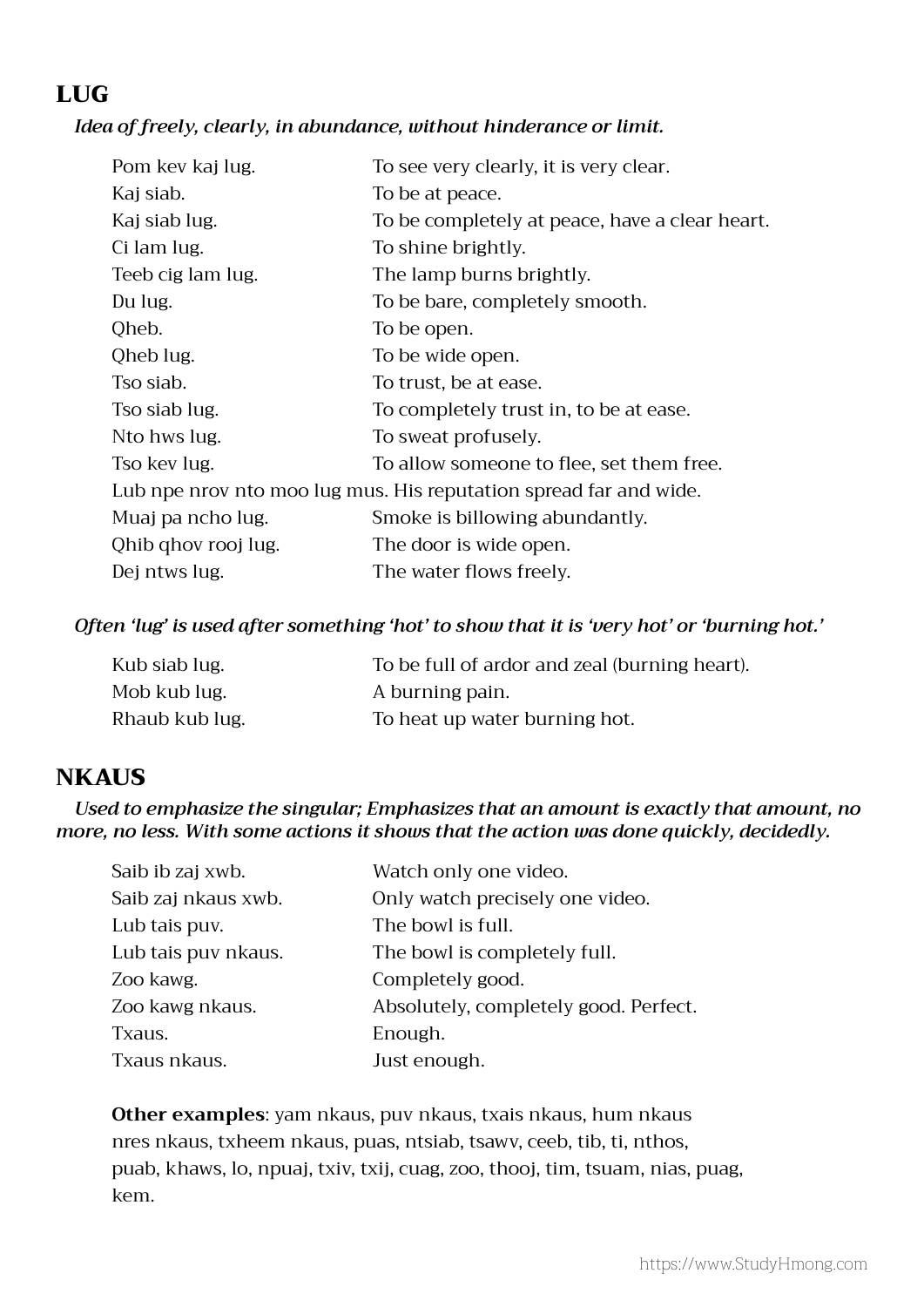## LUG

*Idea of freely, clearly, in abundance, without hinderance or limit.*

| | |
|---|---|
| Pom kev kaj lug. | To see very clearly, it is very clear. |
| Kaj siab. | To be at peace. |
| Kaj siab lug. | To be completely at peace, have a clear heart. |
| Ci lam lug. | To shine brightly. |
| Teeb cig lam lug. | The lamp burns brightly. |
| Du lug. | To be bare, completely smooth. |
| Qheb. | To be open. |
| Qheb lug. | To be wide open. |
| Tso siab. | To trust, be at ease. |
| Tso siab lug. | To completely trust in, to be at ease. |
| Nto hws lug. | To sweat profusely. |
| Tso kev lug. | To allow someone to flee, set them free. |

Lub npe nrov nto moo lug mus. His reputation spread far and wide.

| | |
|---|---|
| Muaj pa ncho lug. | Smoke is billowing abundantly. |
| Qhib qhov rooj lug. | The door is wide open. |
| Dej ntws lug. | The water flows freely. |

*Often 'lug' is used after something 'hot' to show that it is 'very hot' or 'burning hot.'*

| | |
|---|---|
| Kub siab lug. | To be full of ardor and zeal (burning heart). |
| Mob kub lug. | A burning pain. |
| Rhaub kub lug. | To heat up water burning hot. |

## NKAUS

*Used to emphasize the singular; Emphasizes that an amount is exactly that amount, no more, no less. With some actions it shows that the action was done quickly, decidedly.*

| | |
|---|---|
| Saib ib zaj xwb. | Watch only one video. |
| Saib zaj nkaus xwb. | Only watch precisely one video. |
| Lub tais puv. | The bowl is full. |
| Lub tais puv nkaus. | The bowl is completely full. |
| Zoo kawg. | Completely good. |
| Zoo kawg nkaus. | Absolutely, completely good. Perfect. |
| Txaus. | Enough. |
| Txaus nkaus. | Just enough. |

**Other examples**: yam nkaus, puv nkaus, txais nkaus, hum nkaus nres nkaus, txheem nkaus, puas, ntsiab, tsawv, ceeb, tib, ti, nthos, puab, khaws, lo, npuaj, txiv, txij, cuag, zoo, thooj, tim, tsuam, nias, puag, kem.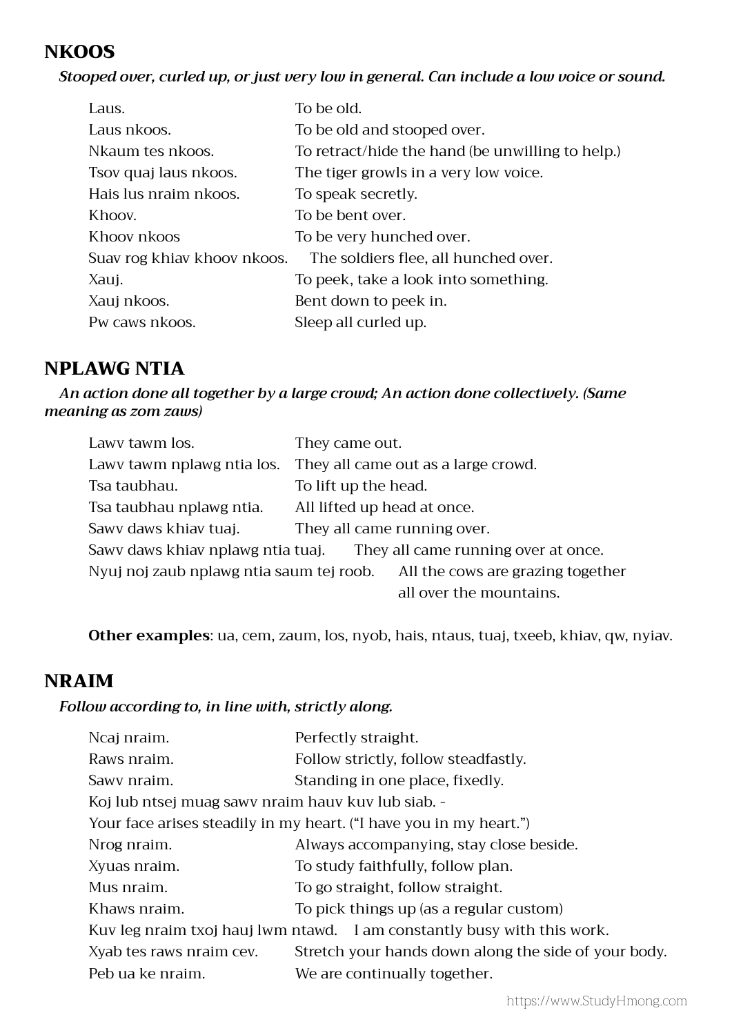## NKOOS

*Stooped over, curled up, or just very low in general. Can include a low voice or sound.*

| | |
|---|---|
| Laus. | To be old. |
| Laus nkoos. | To be old and stooped over. |
| Nkaum tes nkoos. | To retract/hide the hand (be unwilling to help.) |
| Tsov quaj laus nkoos. | The tiger growls in a very low voice. |
| Hais lus nraim nkoos. | To speak secretly. |
| Khoov. | To be bent over. |
| Khoov nkoos | To be very hunched over. |
| Suav rog khiav khoov nkoos. | The soldiers flee, all hunched over. |
| Xauj. | To peek, take a look into something. |
| Xauj nkoos. | Bent down to peek in. |
| Pw caws nkoos. | Sleep all curled up. |

## NPLAWG NTIA

*An action done all together by a large crowd; An action done collectively. (Same meaning as zom zaws)*

| | |
|---|---|
| Lawv tawm los. | They came out. |
| Lawv tawm nplawg ntia los. | They all came out as a large crowd. |
| Tsa taubhau. | To lift up the head. |
| Tsa taubhau nplawg ntia. | All lifted up head at once. |
| Sawv daws khiav tuaj. | They all came running over. |
| Sawv daws khiav nplawg ntia tuaj. | They all came running over at once. |
| Nyuj noj zaub nplawg ntia saum tej roob. | All the cows are grazing together all over the mountains. |

**Other examples**: ua, cem, zaum, los, nyob, hais, ntaus, tuaj, txeeb, khiav, qw, nyiav.

## NRAIM

*Follow according to, in line with, strictly along.*

| | |
|---|---|
| Ncaj nraim. | Perfectly straight. |
| Raws nraim. | Follow strictly, follow steadfastly. |
| Sawv nraim. | Standing in one place, fixedly. |

Koj lub ntsej muag sawv nraim hauv kuv lub siab. -
Your face arises steadily in my heart. ("I have you in my heart.")

| | |
|---|---|
| Nrog nraim. | Always accompanying, stay close beside. |
| Xyuas nraim. | To study faithfully, follow plan. |
| Mus nraim. | To go straight, follow straight. |
| Khaws nraim. | To pick things up (as a regular custom) |
| Kuv leg nraim txoj hauj lwm ntawd. | I am constantly busy with this work. |
| Xyab tes raws nraim cev. | Stretch your hands down along the side of your body. |
| Peb ua ke nraim. | We are continually together. |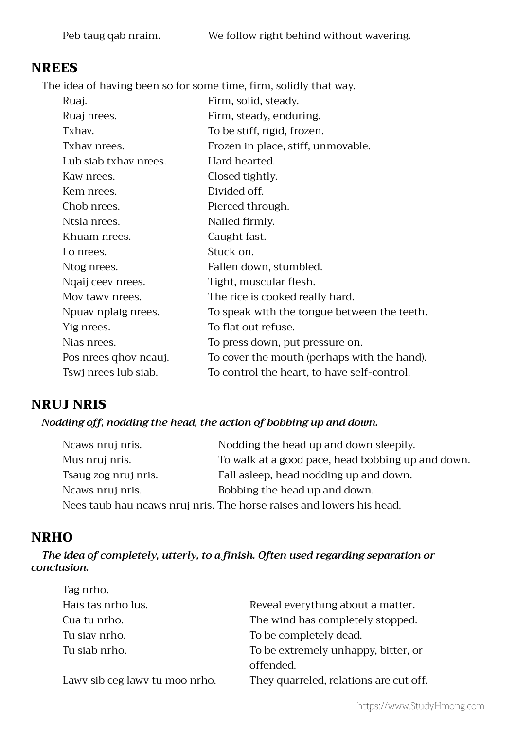| | |
|---|---|
| Peb taug qab nraim. | We follow right behind without wavering. |

## NREES

The idea of having been so for some time, firm, solidly that way.

| | |
|---|---|
| Ruaj. | Firm, solid, steady. |
| Ruaj nrees. | Firm, steady, enduring. |
| Txhav. | To be stiff, rigid, frozen. |
| Txhav nrees. | Frozen in place, stiff, unmovable. |
| Lub siab txhav nrees. | Hard hearted. |
| Kaw nrees. | Closed tightly. |
| Kem nrees. | Divided off. |
| Chob nrees. | Pierced through. |
| Ntsia nrees. | Nailed firmly. |
| Khuam nrees. | Caught fast. |
| Lo nrees. | Stuck on. |
| Ntog nrees. | Fallen down, stumbled. |
| Nqaij ceev nrees. | Tight, muscular flesh. |
| Mov tawv nrees. | The rice is cooked really hard. |
| Npuav nplaig nrees. | To speak with the tongue between the teeth. |
| Yig nrees. | To flat out refuse. |
| Nias nrees. | To press down, put pressure on. |
| Pos nrees qhov ncauj. | To cover the mouth (perhaps with the hand). |
| Tswj nrees lub siab. | To control the heart, to have self-control. |

## NRUJ NRIS

***Nodding off, nodding the head, the action of bobbing up and down.***

| | |
|---|---|
| Ncaws nruj nris. | Nodding the head up and down sleepily. |
| Mus nruj nris. | To walk at a good pace, head bobbing up and down. |
| Tsaug zog nruj nris. | Fall asleep, head nodding up and down. |
| Ncaws nruj nris. | Bobbing the head up and down. |
| Nees taub hau ncaws nruj nris. | The horse raises and lowers his head. |

## NRHO

***The idea of completely, utterly, to a finish. Often used regarding separation or conclusion.***

| | |
|---|---|
| Tag nrho. | |
| Hais tas nrho lus. | Reveal everything about a matter. |
| Cua tu nrho. | The wind has completely stopped. |
| Tu siav nrho. | To be completely dead. |
| Tu siab nrho. | To be extremely unhappy, bitter, or offended. |
| Lawv sib ceg lawv tu moo nrho. | They quarreled, relations are cut off. |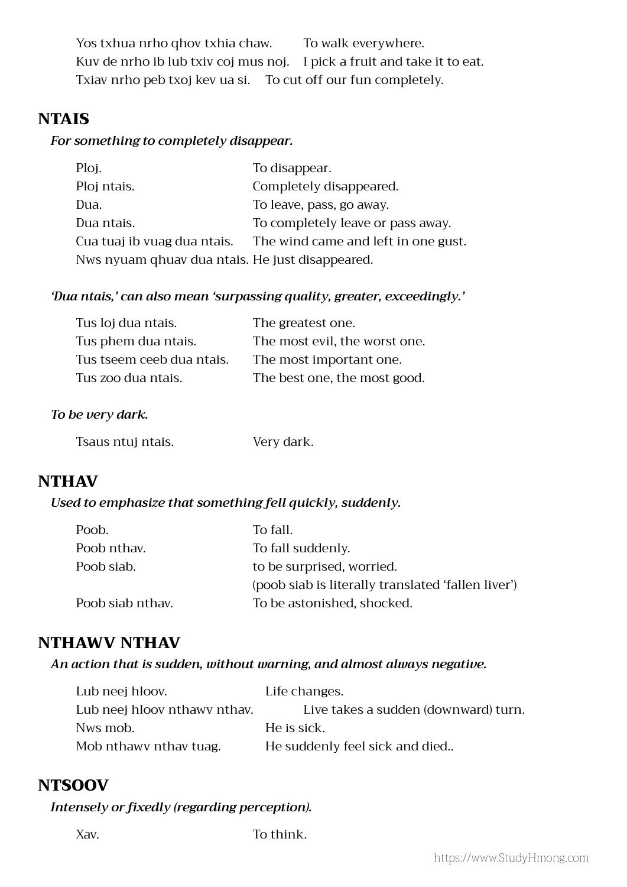| | |
|---|---|
| Yos txhua nrho qhov txhia chaw. | To walk everywhere. |
| Kuv de nrho ib lub txiv coj mus noj. | I pick a fruit and take it to eat. |
| Txiav nrho peb txoj kev ua si. | To cut off our fun completely. |

## NTAIS

*For something to completely disappear.*

| | |
|---|---|
| Ploj. | To disappear. |
| Ploj ntais. | Completely disappeared. |
| Dua. | To leave, pass, go away. |
| Dua ntais. | To completely leave or pass away. |
| Cua tuaj ib vuag dua ntais. | The wind came and left in one gust. |
| Nws nyuam qhuav dua ntais. | He just disappeared. |

*'Dua ntais,' can also mean 'surpassing quality, greater, exceedingly.'*

| | |
|---|---|
| Tus loj dua ntais. | The greatest one. |
| Tus phem dua ntais. | The most evil, the worst one. |
| Tus tseem ceeb dua ntais. | The most important one. |
| Tus zoo dua ntais. | The best one, the most good. |

*To be very dark.*

| | |
|---|---|
| Tsaus ntuj ntais. | Very dark. |

## NTHAV

*Used to emphasize that something fell quickly, suddenly.*

| | |
|---|---|
| Poob. | To fall. |
| Poob nthav. | To fall suddenly. |
| Poob siab. | to be surprised, worried. |
| | (poob siab is literally translated 'fallen liver') |
| Poob siab nthav. | To be astonished, shocked. |

## NTHAWV NTHAV

*An action that is sudden, without warning, and almost always negative.*

| | |
|---|---|
| Lub neej hloov. | Life changes. |
| Lub neej hloov nthawv nthav. | Live takes a sudden (downward) turn. |
| Nws mob. | He is sick. |
| Mob nthawv nthav tuag. | He suddenly feel sick and died.. |

## NTSOOV

*Intensely or fixedly (regarding perception).*

| | |
|---|---|
| Xav. | To think. |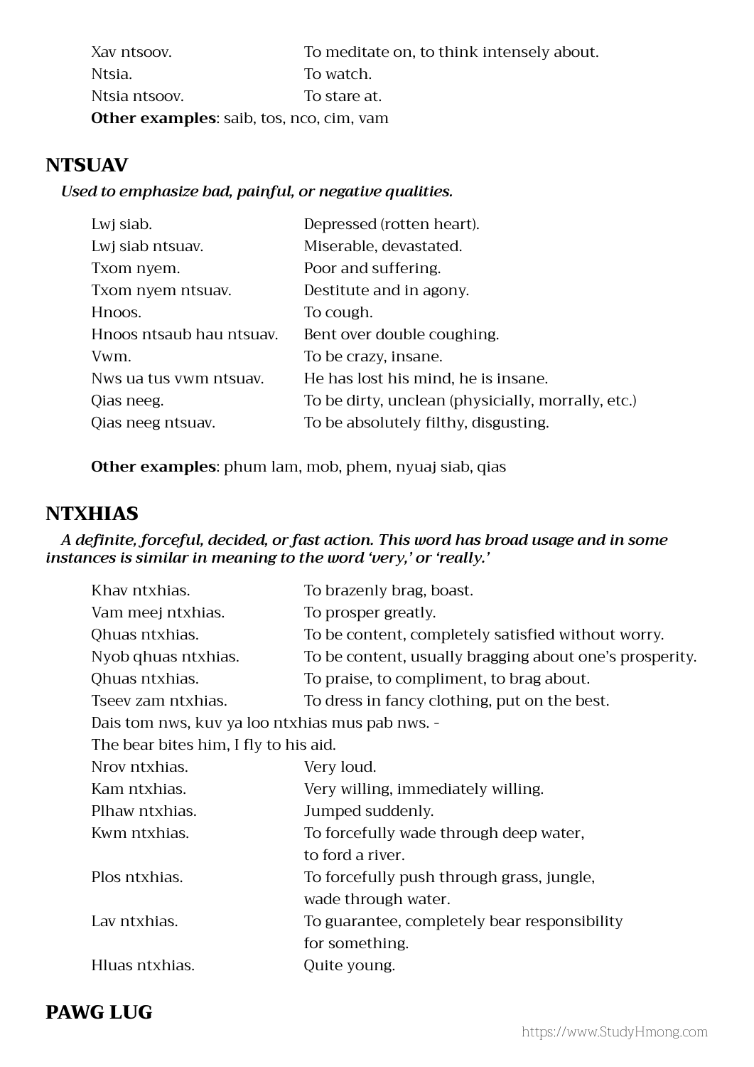| | |
|---|---|
| Xav ntsoov. | To meditate on, to think intensely about. |
| Ntsia. | To watch. |
| Ntsia ntsoov. | To stare at. |

**Other examples**: saib, tos, nco, cim, vam

## NTSUAV

***Used to emphasize bad, painful, or negative qualities.***

| | |
|---|---|
| Lwj siab. | Depressed (rotten heart). |
| Lwj siab ntsuav. | Miserable, devastated. |
| Txom nyem. | Poor and suffering. |
| Txom nyem ntsuav. | Destitute and in agony. |
| Hnoos. | To cough. |
| Hnoos ntsaub hau ntsuav. | Bent over double coughing. |
| Vwm. | To be crazy, insane. |
| Nws ua tus vwm ntsuav. | He has lost his mind, he is insane. |
| Qias neeg. | To be dirty, unclean (physicially, morrally, etc.) |
| Qias neeg ntsuav. | To be absolutely filthy, disgusting. |

**Other examples**: phum lam, mob, phem, nyuaj siab, qias

## NTXHIAS

***A definite, forceful, decided, or fast action. This word has broad usage and in some instances is similar in meaning to the word 'very,' or 'really.'***

| | |
|---|---|
| Khav ntxhias. | To brazenly brag, boast. |
| Vam meej ntxhias. | To prosper greatly. |
| Qhuas ntxhias. | To be content, completely satisfied without worry. |
| Nyob qhuas ntxhias. | To be content, usually bragging about one's prosperity. |
| Qhuas ntxhias. | To praise, to compliment, to brag about. |
| Tseev zam ntxhias. | To dress in fancy clothing, put on the best. |

Dais tom nws, kuv ya loo ntxhias mus pab nws. -
The bear bites him, I fly to his aid.

| | |
|---|---|
| Nrov ntxhias. | Very loud. |
| Kam ntxhias. | Very willing, immediately willing. |
| Plhaw ntxhias. | Jumped suddenly. |
| Kwm ntxhias. | To forcefully wade through deep water, to ford a river. |
| Plos ntxhias. | To forcefully push through grass, jungle, wade through water. |
| Lav ntxhias. | To guarantee, completely bear responsibility for something. |
| Hluas ntxhias. | Quite young. |

## PAWG LUG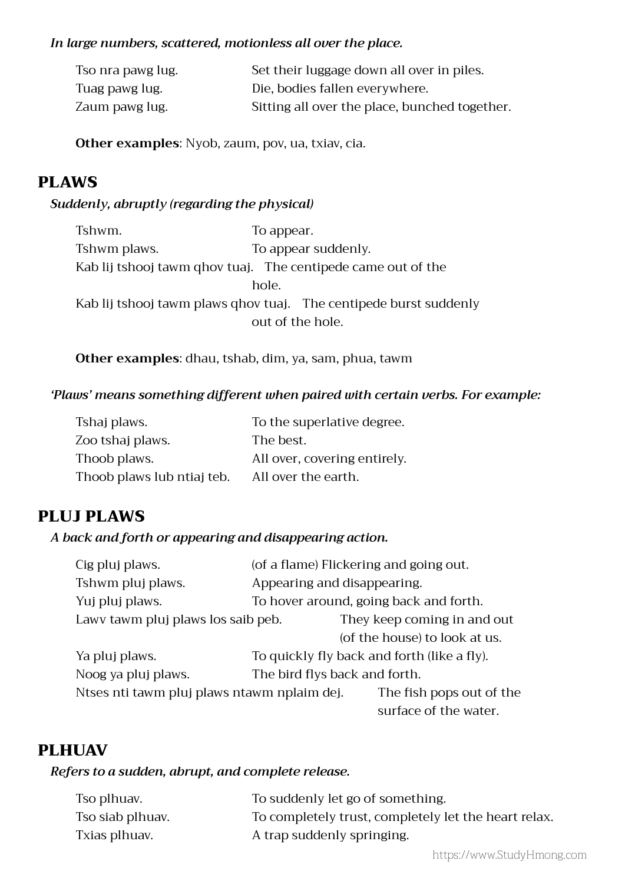*In large numbers, scattered, motionless all over the place.*

| | |
|---|---|
| Tso nra pawg lug. | Set their luggage down all over in piles. |
| Tuag pawg lug. | Die, bodies fallen everywhere. |
| Zaum pawg lug. | Sitting all over the place, bunched together. |

**Other examples**: Nyob, zaum, pov, ua, txiav, cia.

## PLAWS

*Suddenly, abruptly (regarding the physical)*

| | |
|---|---|
| Tshwm. | To appear. |
| Tshwm plaws. | To appear suddenly. |
| Kab lij tshooj tawm qhov tuaj. | The centipede came out of the hole. |
| Kab lij tshooj tawm plaws qhov tuaj. | The centipede burst suddenly out of the hole. |

**Other examples**: dhau, tshab, dim, ya, sam, phua, tawm

*'Plaws' means something different when paired with certain verbs. For example:*

| | |
|---|---|
| Tshaj plaws. | To the superlative degree. |
| Zoo tshaj plaws. | The best. |
| Thoob plaws. | All over, covering entirely. |
| Thoob plaws lub ntiaj teb. | All over the earth. |

## PLUJ PLAWS

*A back and forth or appearing and disappearing action.*

| | |
|---|---|
| Cig pluj plaws. | (of a flame) Flickering and going out. |
| Tshwm pluj plaws. | Appearing and disappearing. |
| Yuj pluj plaws. | To hover around, going back and forth. |
| Lawv tawm pluj plaws los saib peb. | They keep coming in and out (of the house) to look at us. |
| Ya pluj plaws. | To quickly fly back and forth (like a fly). |
| Noog ya pluj plaws. | The bird flys back and forth. |
| Ntses nti tawm pluj plaws ntawm nplaim dej. | The fish pops out of the surface of the water. |

## PLHUAV

*Refers to a sudden, abrupt, and complete release.*

| | |
|---|---|
| Tso plhuav. | To suddenly let go of something. |
| Tso siab plhuav. | To completely trust, completely let the heart relax. |
| Txias plhuav. | A trap suddenly springing. |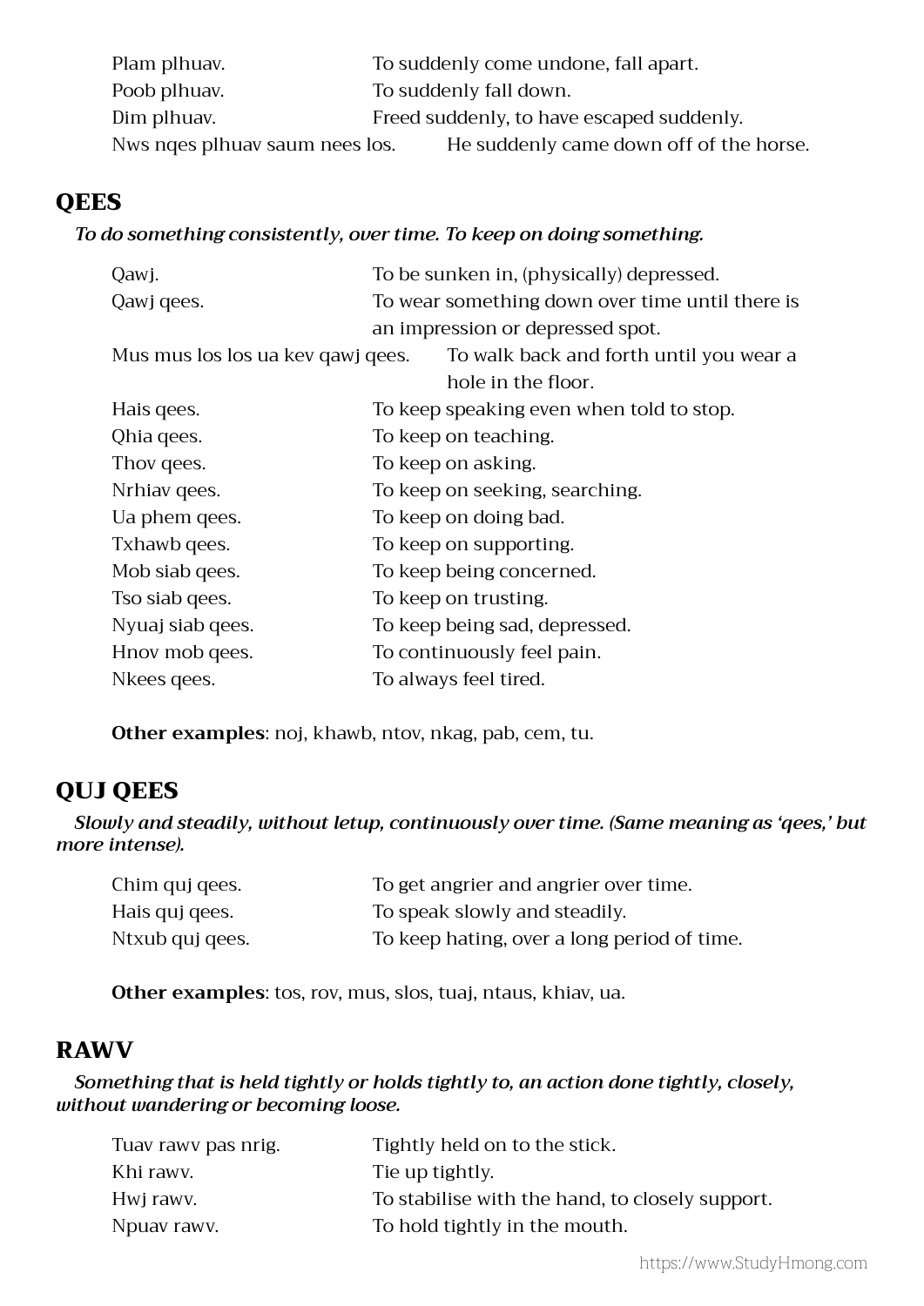| | |
|---|---|
| Plam plhuav. | To suddenly come undone, fall apart. |
| Poob plhuav. | To suddenly fall down. |
| Dim plhuav. | Freed suddenly, to have escaped suddenly. |
| Nws nqes plhuav saum nees los. | He suddenly came down off of the horse. |

## QEES

*To do something consistently, over time. To keep on doing something.*

| | |
|---|---|
| Qawj. | To be sunken in, (physically) depressed. |
| Qawj qees. | To wear something down over time until there is an impression or depressed spot. |
| Mus mus los los ua kev qawj qees. | To walk back and forth until you wear a hole in the floor. |
| Hais qees. | To keep speaking even when told to stop. |
| Qhia qees. | To keep on teaching. |
| Thov qees. | To keep on asking. |
| Nrhiav qees. | To keep on seeking, searching. |
| Ua phem qees. | To keep on doing bad. |
| Txhawb qees. | To keep on supporting. |
| Mob siab qees. | To keep being concerned. |
| Tso siab qees. | To keep on trusting. |
| Nyuaj siab qees. | To keep being sad, depressed. |
| Hnov mob qees. | To continuously feel pain. |
| Nkees qees. | To always feel tired. |

**Other examples**: noj, khawb, ntov, nkag, pab, cem, tu.

## QUJ QEES

*Slowly and steadily, without letup, continuously over time. (Same meaning as 'qees,' but more intense).*

| | |
|---|---|
| Chim quj qees. | To get angrier and angrier over time. |
| Hais quj qees. | To speak slowly and steadily. |
| Ntxub quj qees. | To keep hating, over a long period of time. |

**Other examples**: tos, rov, mus, slos, tuaj, ntaus, khiav, ua.

## RAWV

*Something that is held tightly or holds tightly to, an action done tightly, closely, without wandering or becoming loose.*

| | |
|---|---|
| Tuav rawv pas nrig. | Tightly held on to the stick. |
| Khi rawv. | Tie up tightly. |
| Hwj rawv. | To stabilise with the hand, to closely support. |
| Npuav rawv. | To hold tightly in the mouth. |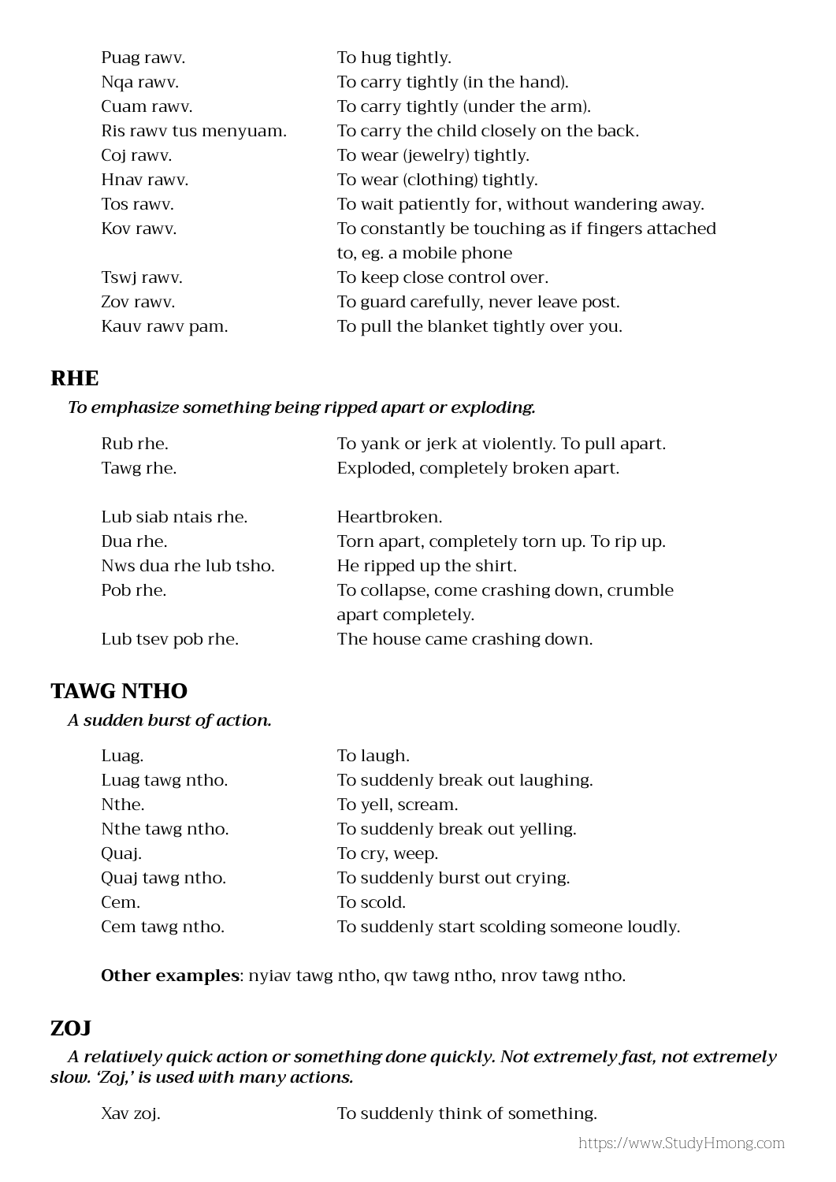| | |
|---|---|
| Puag rawv. | To hug tightly. |
| Nqa rawv. | To carry tightly (in the hand). |
| Cuam rawv. | To carry tightly (under the arm). |
| Ris rawv tus menyuam. | To carry the child closely on the back. |
| Coj rawv. | To wear (jewelry) tightly. |
| Hnav rawv. | To wear (clothing) tightly. |
| Tos rawv. | To wait patiently for, without wandering away. |
| Kov rawv. | To constantly be touching as if fingers attached to, eg. a mobile phone |
| Tswj rawv. | To keep close control over. |
| Zov rawv. | To guard carefully, never leave post. |
| Kauv rawv pam. | To pull the blanket tightly over you. |

## RHE

***To emphasize something being ripped apart or exploding.***

| | |
|---|---|
| Rub rhe. | To yank or jerk at violently. To pull apart. |
| Tawg rhe. | Exploded, completely broken apart. |
| | |
| Lub siab ntais rhe. | Heartbroken. |
| Dua rhe. | Torn apart, completely torn up. To rip up. |
| Nws dua rhe lub tsho. | He ripped up the shirt. |
| Pob rhe. | To collapse, come crashing down, crumble apart completely. |
| Lub tsev pob rhe. | The house came crashing down. |

## TAWG NTHO

***A sudden burst of action.***

| | |
|---|---|
| Luag. | To laugh. |
| Luag tawg ntho. | To suddenly break out laughing. |
| Nthe. | To yell, scream. |
| Nthe tawg ntho. | To suddenly break out yelling. |
| Quaj. | To cry, weep. |
| Quaj tawg ntho. | To suddenly burst out crying. |
| Cem. | To scold. |
| Cem tawg ntho. | To suddenly start scolding someone loudly. |

**Other examples**: nyiav tawg ntho, qw tawg ntho, nrov tawg ntho.

## ZOJ

***A relatively quick action or something done quickly. Not extremely fast, not extremely slow. 'Zoj,' is used with many actions.***

| | |
|---|---|
| Xav zoj. | To suddenly think of something. |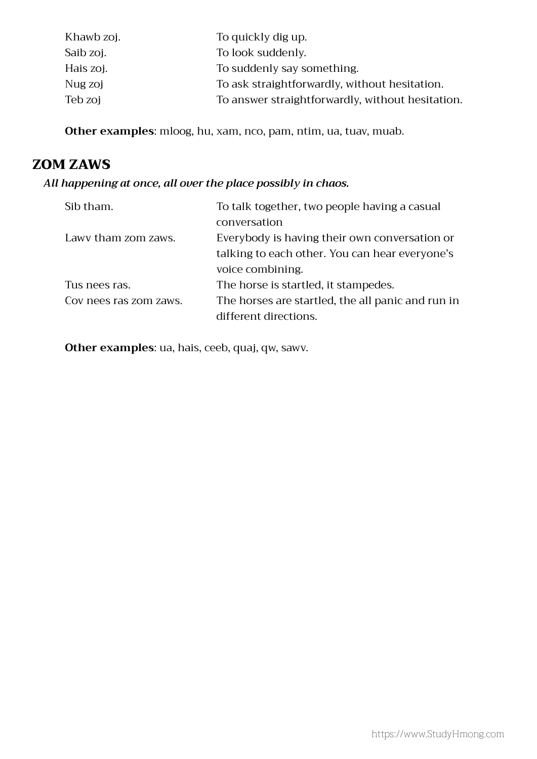| | |
|---|---|
| Khawb zoj. | To quickly dig up. |
| Saib zoj. | To look suddenly. |
| Hais zoj. | To suddenly say something. |
| Nug zoj | To ask straightforwardly, without hesitation. |
| Teb zoj | To answer straightforwardly, without hesitation. |

**Other examples**: mloog, hu, xam, nco, pam, ntim, ua, tuav, muab.

## ZOM ZAWS

***All happening at once, all over the place possibly in chaos.***

| | |
|---|---|
| Sib tham. | To talk together, two people having a casual conversation |
| Lawv tham zom zaws. | Everybody is having their own conversation or talking to each other. You can hear everyone's voice combining. |
| Tus nees ras. | The horse is startled, it stampedes. |
| Cov nees ras zom zaws. | The horses are startled, the all panic and run in different directions. |

**Other examples**: ua, hais, ceeb, quaj, qw, sawv.